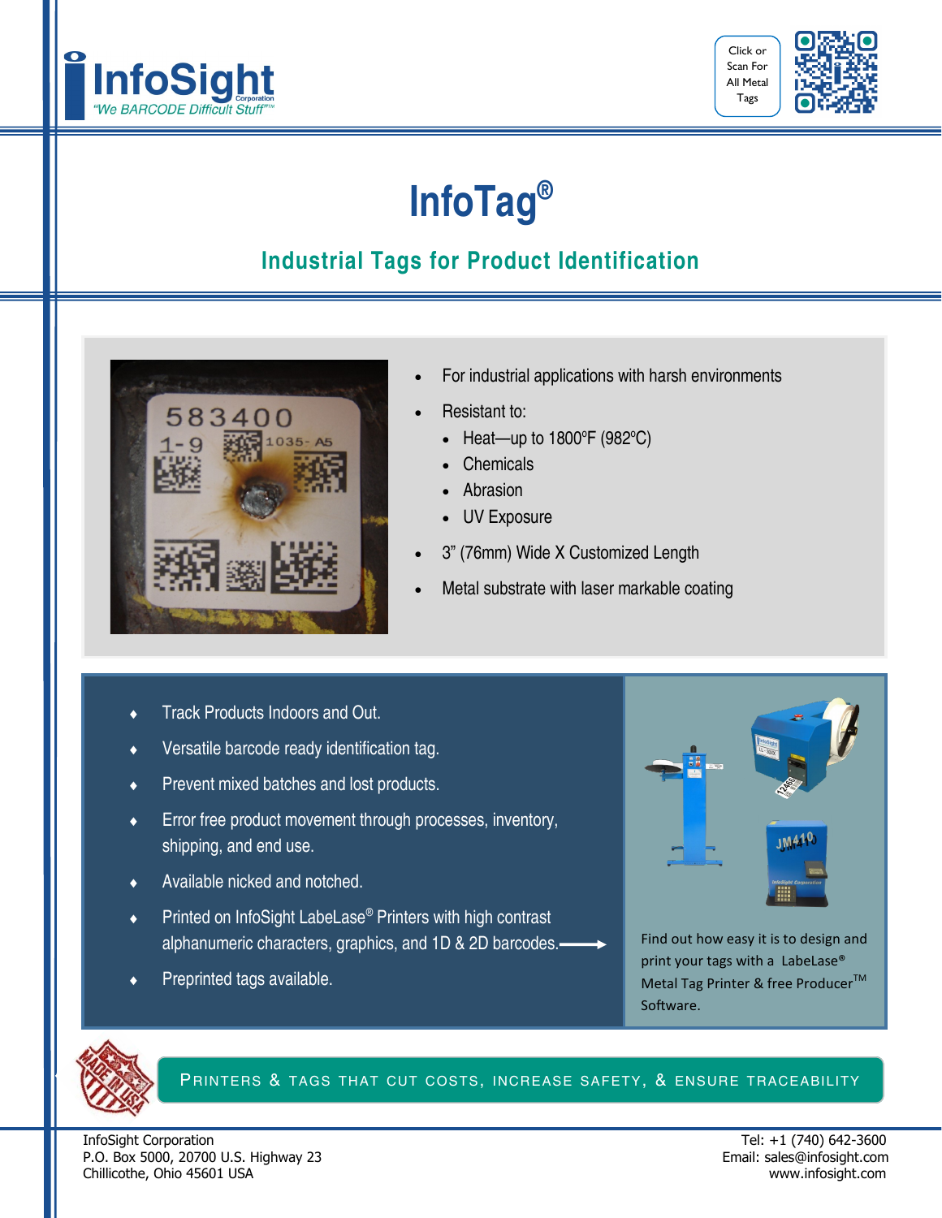InfoSight Corporation
"We BARCODE Difficult Stuff"™

Click or Scan For All Metal Tags

# InfoTag®

## Industrial Tags for Product Identification

- For industrial applications with harsh environments
- Resistant to:
  - Heat—up to 1800ºF (982ºC)
  - Chemicals
  - Abrasion
  - UV Exposure
- 3" (76mm) Wide X Customized Length
- Metal substrate with laser markable coating

- Track Products Indoors and Out.
- Versatile barcode ready identification tag.
- Prevent mixed batches and lost products.
- Error free product movement through processes, inventory, shipping, and end use.
- Available nicked and notched.
- Printed on InfoSight LabeLase® Printers with high contrast alphanumeric characters, graphics, and 1D & 2D barcodes.
- Preprinted tags available.

Find out how easy it is to design and print your tags with a LabeLase® Metal Tag Printer & free Producer™ Software.

PRINTERS & TAGS THAT CUT COSTS, INCREASE SAFETY, & ENSURE TRACEABILITY

InfoSight Corporation
P.O. Box 5000, 20700 U.S. Highway 23
Chillicothe, Ohio 45601 USA

Tel: +1 (740) 642-3600
Email: sales@infosight.com
www.infosight.com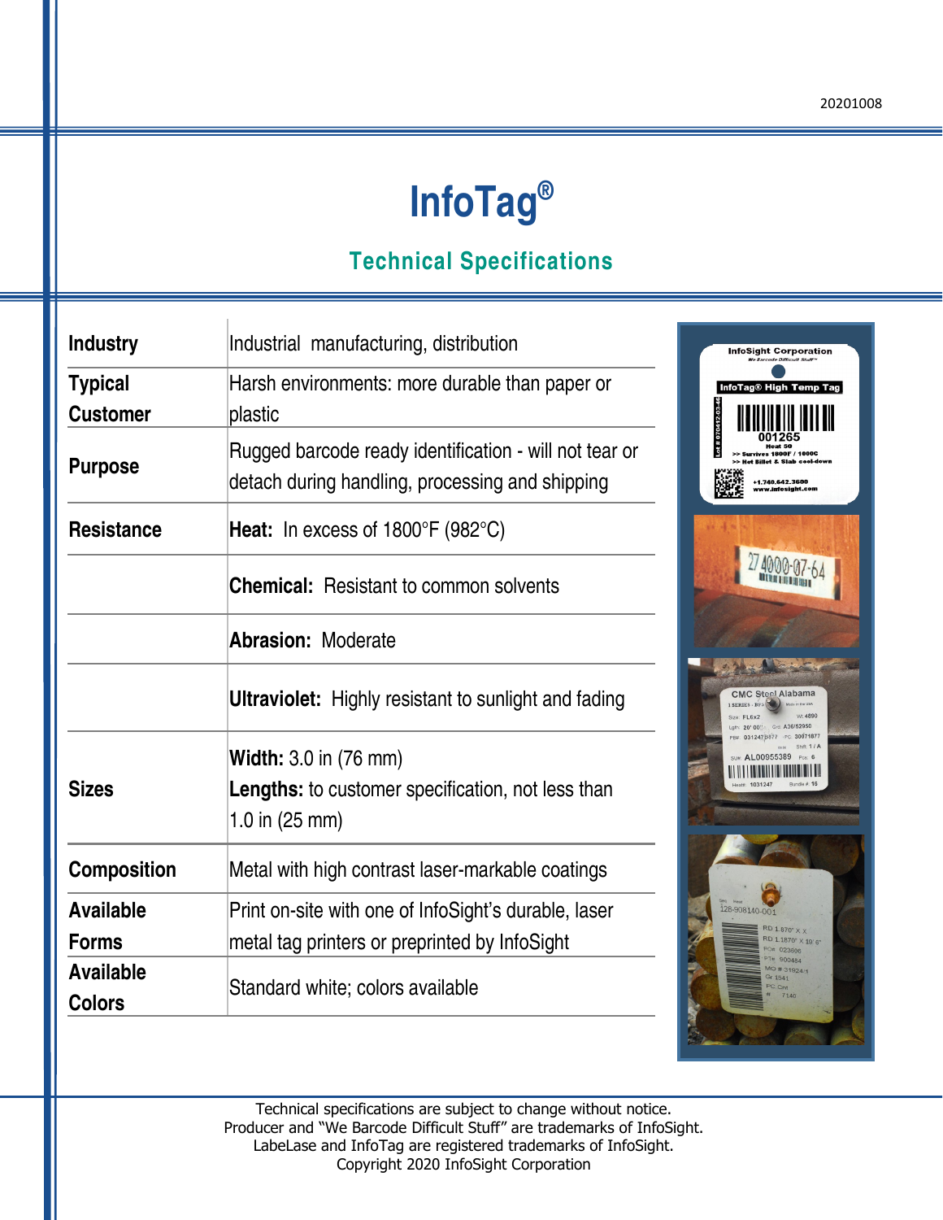20201008

# InfoTag®

## Technical Specifications

| | |
|---|---|
| **Industry** | Industrial manufacturing, distribution |
| **Typical Customer** | Harsh environments: more durable than paper or plastic |
| **Purpose** | Rugged barcode ready identification - will not tear or detach during handling, processing and shipping |
| **Resistance** | **Heat:** In excess of 1800°F (982°C) |
| | **Chemical:** Resistant to common solvents |
| | **Abrasion:** Moderate |
| | **Ultraviolet:** Highly resistant to sunlight and fading |
| **Sizes** | **Width:** 3.0 in (76 mm)<br>**Lengths:** to customer specification, not less than 1.0 in (25 mm) |
| **Composition** | Metal with high contrast laser-markable coatings |
| **Available Forms** | Print on-site with one of InfoSight's durable, laser metal tag printers or preprinted by InfoSight |
| **Available Colors** | Standard white; colors available |

Technical specifications are subject to change without notice.
Producer and "We Barcode Difficult Stuff" are trademarks of InfoSight.
LabeLase and InfoTag are registered trademarks of InfoSight.
Copyright 2020 InfoSight Corporation